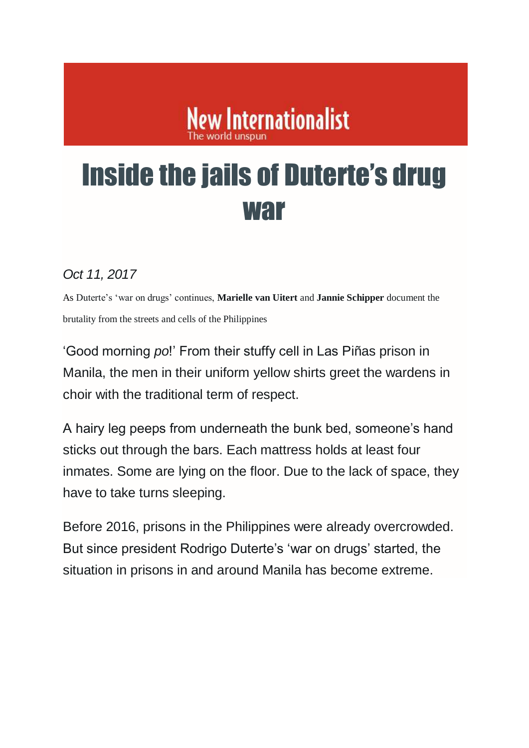New Internationalist
The world unspun

# Inside the jails of Duterte's drug war

*Oct 11, 2017*

As Duterte's 'war on drugs' continues, **Marielle van Uitert** and **Jannie Schipper** document the brutality from the streets and cells of the Philippines

'Good morning *po*!' From their stuffy cell in Las Piñas prison in Manila, the men in their uniform yellow shirts greet the wardens in choir with the traditional term of respect.

A hairy leg peeps from underneath the bunk bed, someone's hand sticks out through the bars. Each mattress holds at least four inmates. Some are lying on the floor. Due to the lack of space, they have to take turns sleeping.

Before 2016, prisons in the Philippines were already overcrowded. But since president Rodrigo Duterte's 'war on drugs' started, the situation in prisons in and around Manila has become extreme.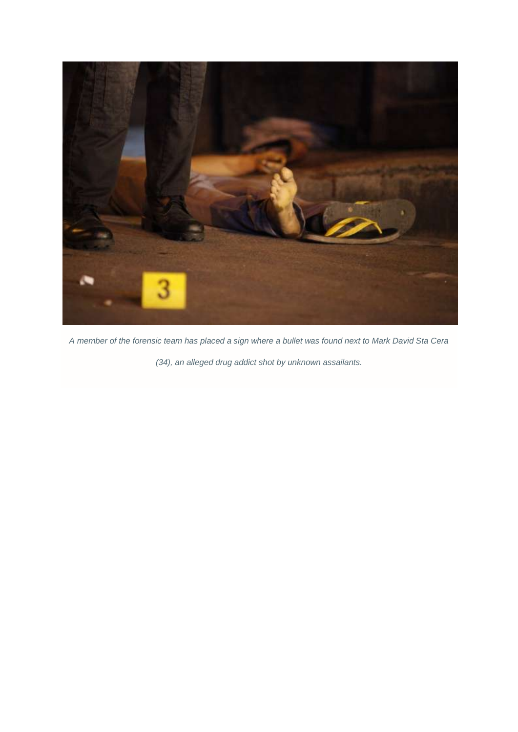*A member of the forensic team has placed a sign where a bullet was found next to Mark David Sta Cera (34), an alleged drug addict shot by unknown assailants.*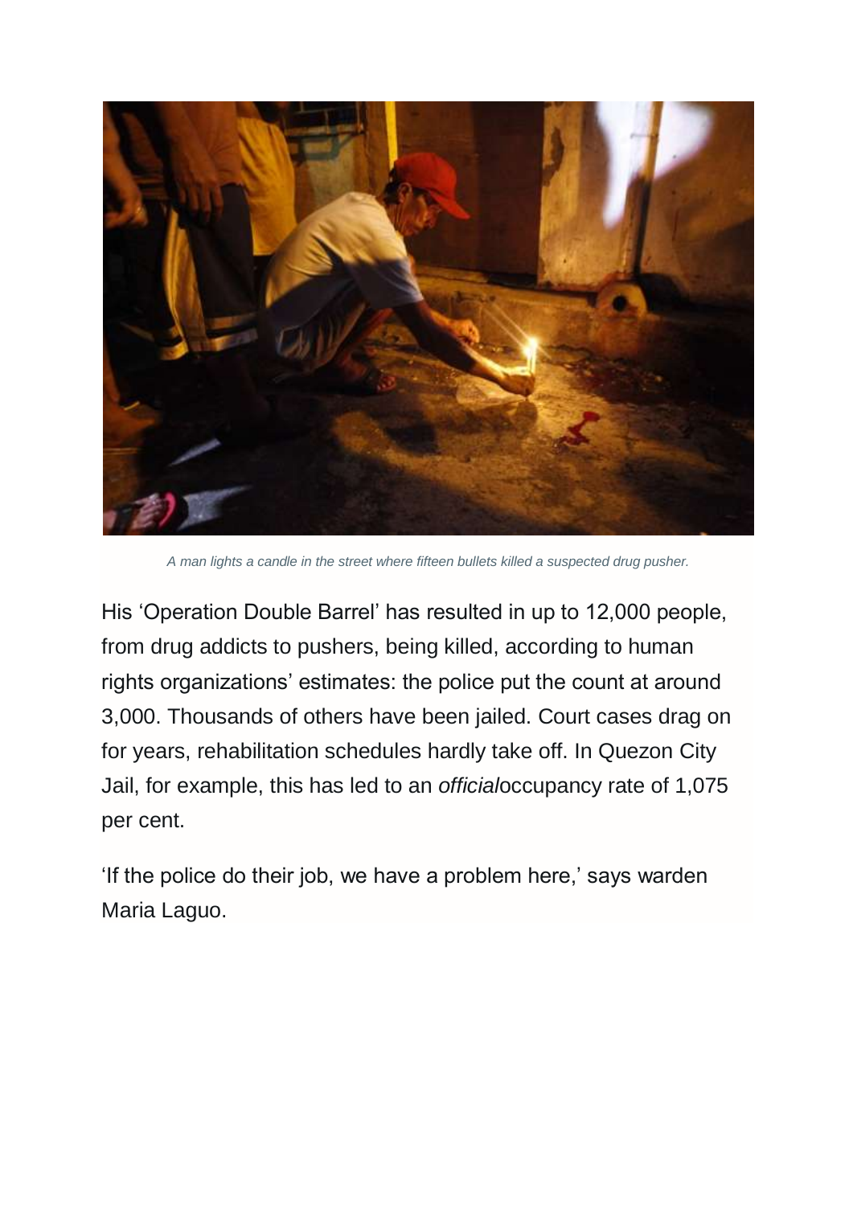*A man lights a candle in the street where fifteen bullets killed a suspected drug pusher.*

His ‘Operation Double Barrel’ has resulted in up to 12,000 people, from drug addicts to pushers, being killed, according to human rights organizations’ estimates: the police put the count at around 3,000. Thousands of others have been jailed. Court cases drag on for years, rehabilitation schedules hardly take off. In Quezon City Jail, for example, this has led to an *official*occupancy rate of 1,075 per cent.

‘If the police do their job, we have a problem here,’ says warden Maria Laguo.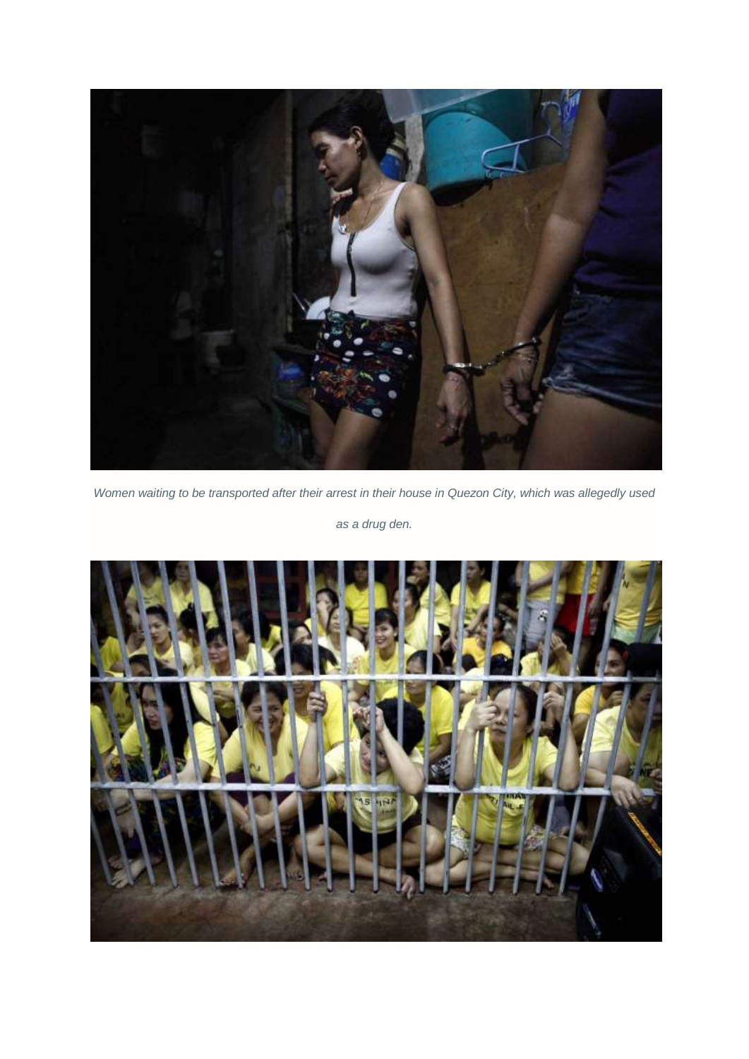*Women waiting to be transported after their arrest in their house in Quezon City, which was allegedly used as a drug den.*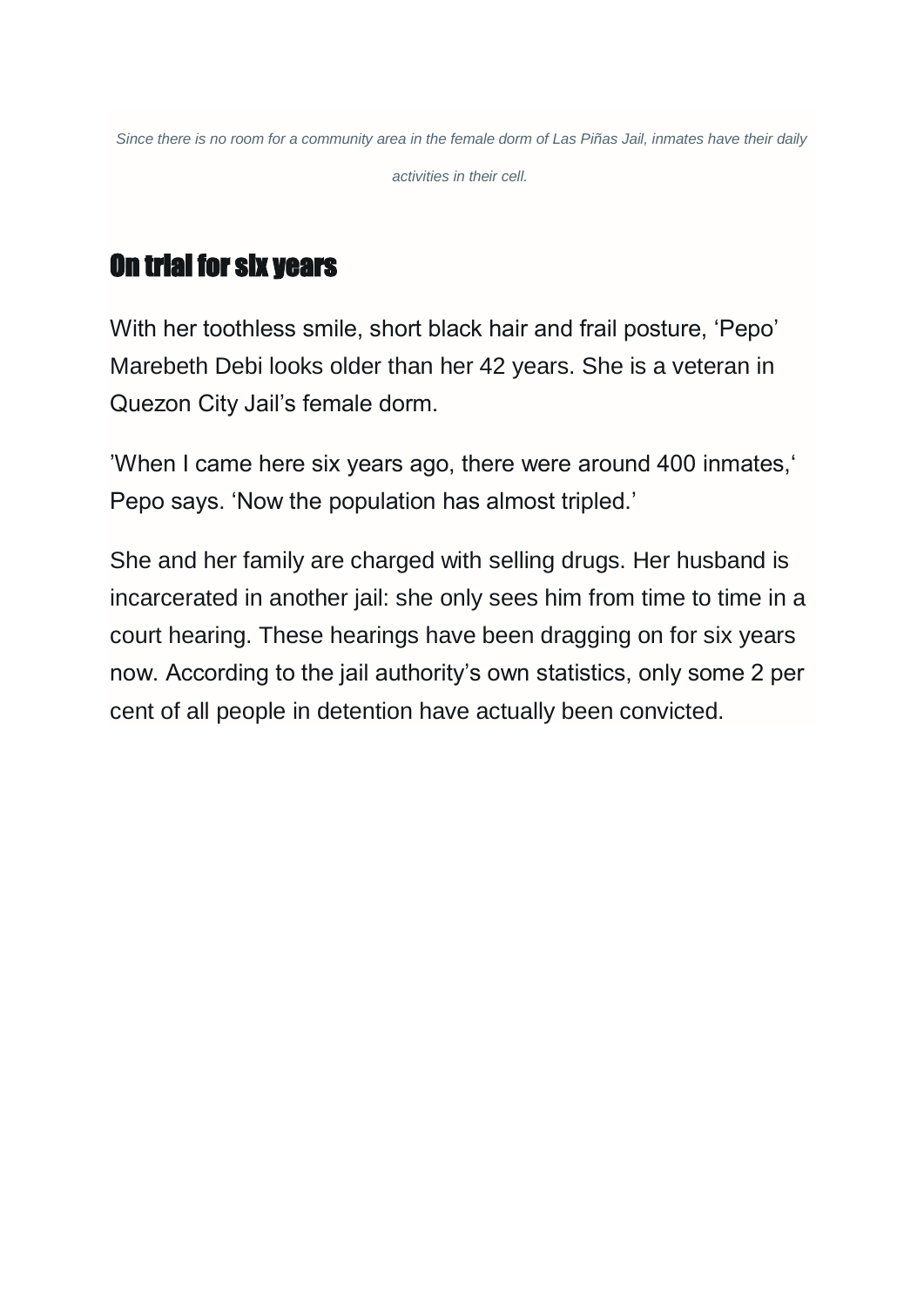*Since there is no room for a community area in the female dorm of Las Piñas Jail, inmates have their daily activities in their cell.*

## On trial for six years

With her toothless smile, short black hair and frail posture, 'Pepo' Marebeth Debi looks older than her 42 years. She is a veteran in Quezon City Jail's female dorm.

'When I came here six years ago, there were around 400 inmates,' Pepo says. 'Now the population has almost tripled.'

She and her family are charged with selling drugs. Her husband is incarcerated in another jail: she only sees him from time to time in a court hearing. These hearings have been dragging on for six years now. According to the jail authority's own statistics, only some 2 per cent of all people in detention have actually been convicted.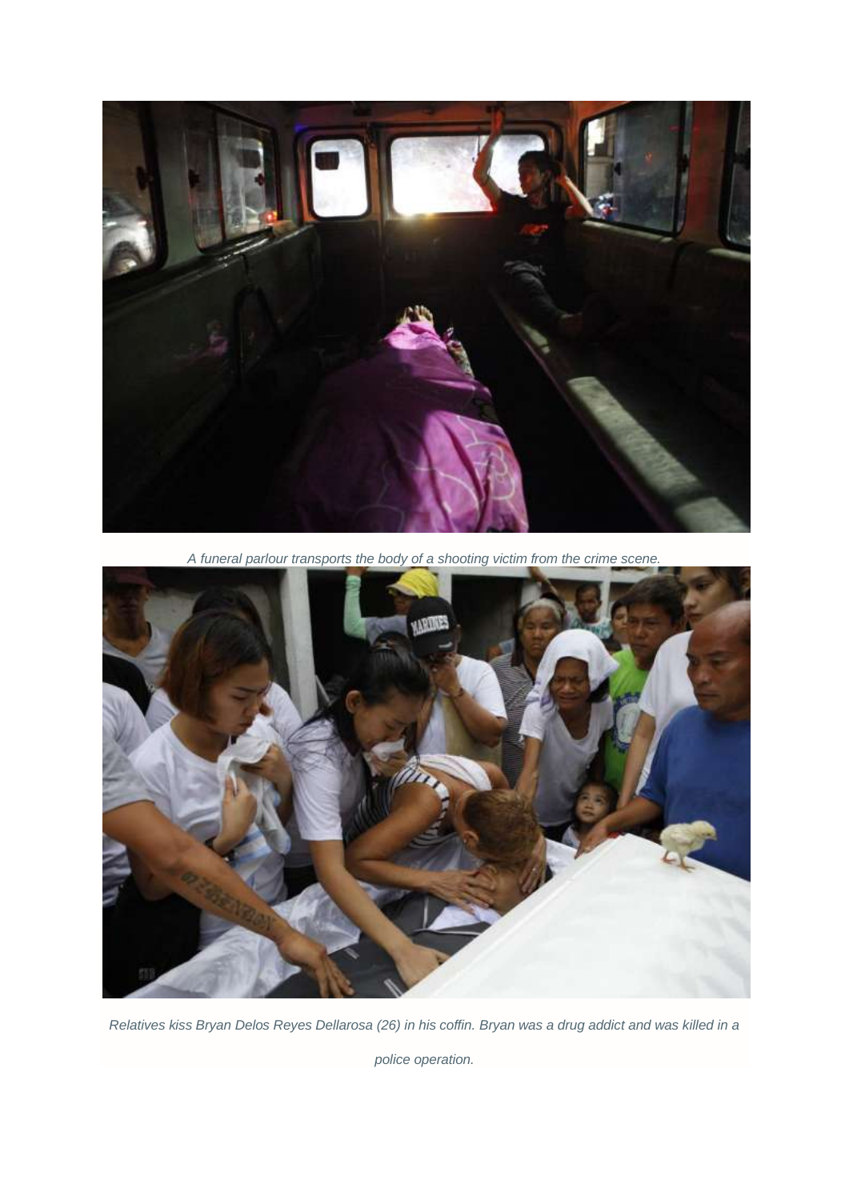*A funeral parlour transports the body of a shooting victim from the crime scene.*

*Relatives kiss Bryan Delos Reyes Dellarosa (26) in his coffin. Bryan was a drug addict and was killed in a police operation.*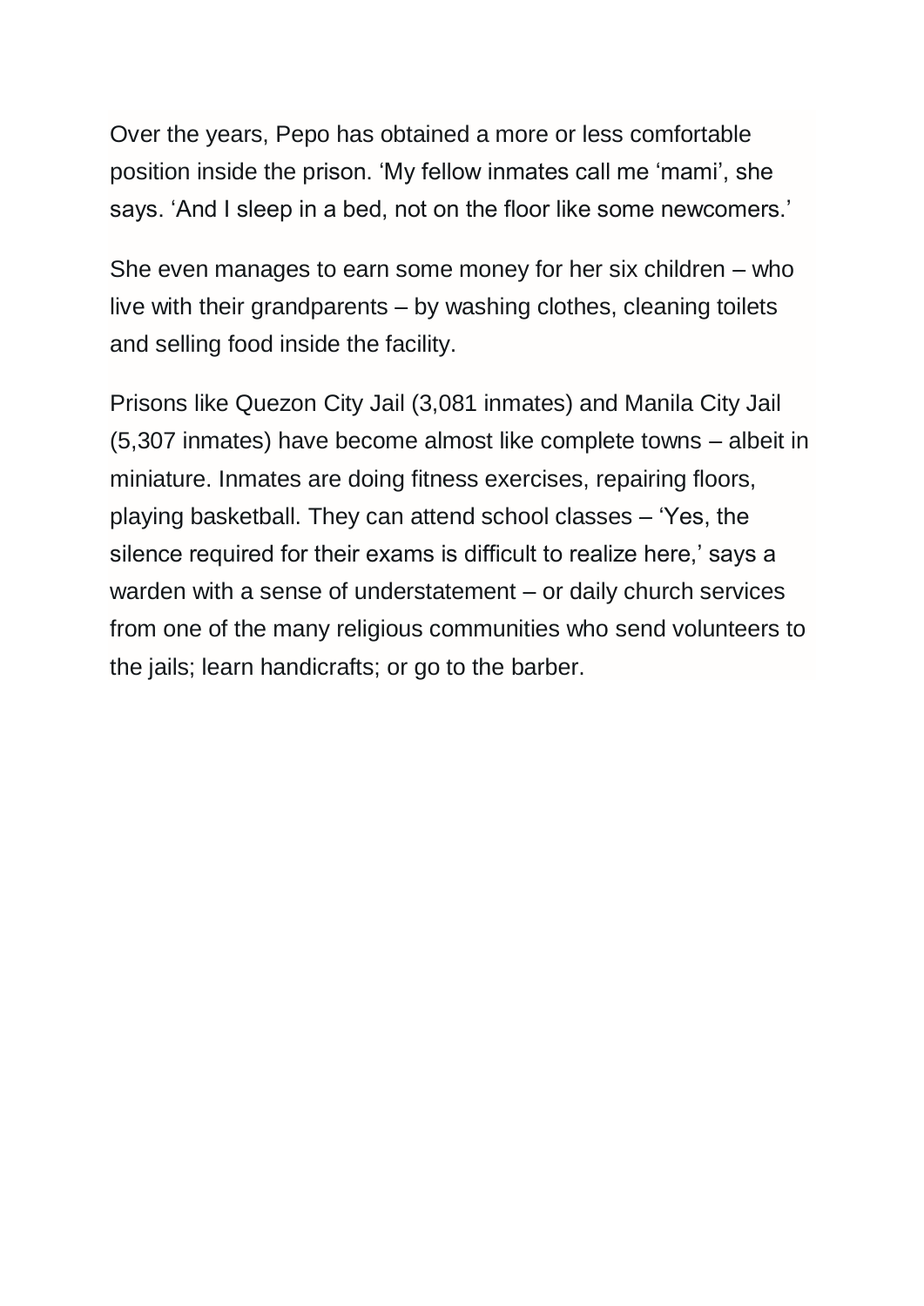Over the years, Pepo has obtained a more or less comfortable position inside the prison. ‘My fellow inmates call me ‘mami’, she says. ‘And I sleep in a bed, not on the floor like some newcomers.’

She even manages to earn some money for her six children – who live with their grandparents – by washing clothes, cleaning toilets and selling food inside the facility.

Prisons like Quezon City Jail (3,081 inmates) and Manila City Jail (5,307 inmates) have become almost like complete towns – albeit in miniature. Inmates are doing fitness exercises, repairing floors, playing basketball. They can attend school classes – ‘Yes, the silence required for their exams is difficult to realize here,’ says a warden with a sense of understatement – or daily church services from one of the many religious communities who send volunteers to the jails; learn handicrafts; or go to the barber.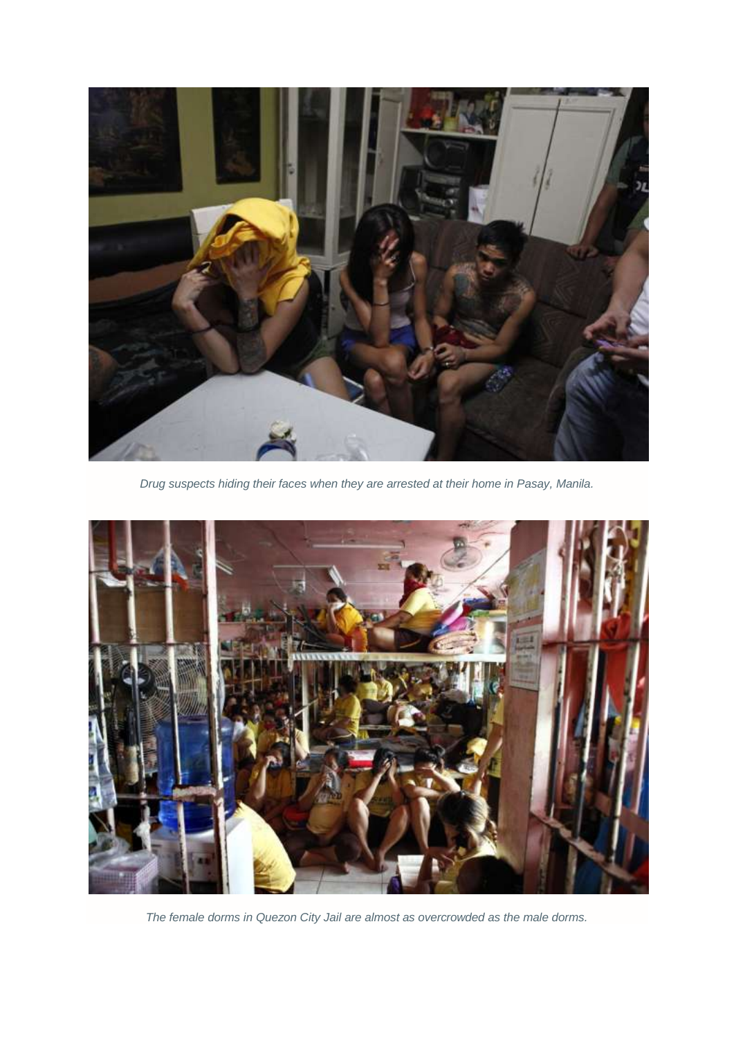*Drug suspects hiding their faces when they are arrested at their home in Pasay, Manila.*

*The female dorms in Quezon City Jail are almost as overcrowded as the male dorms.*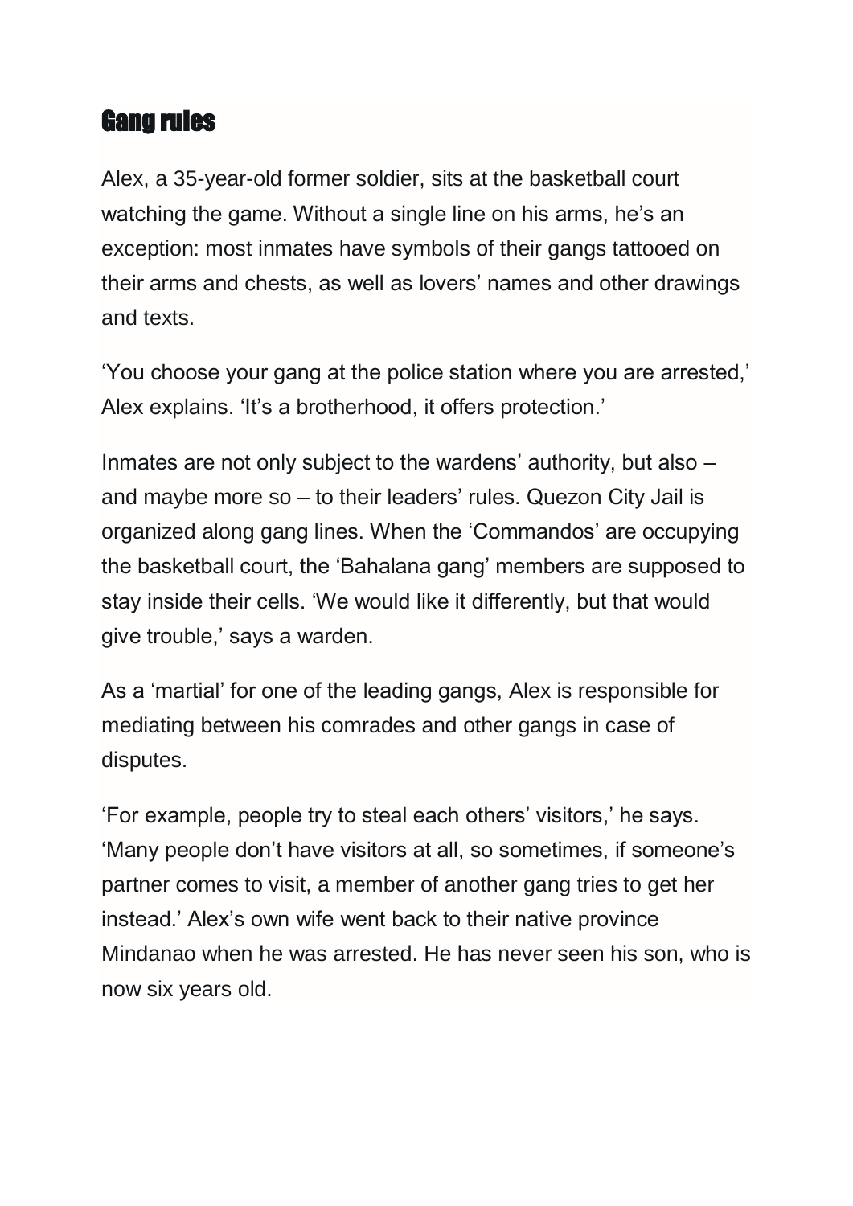## Gang rules

Alex, a 35-year-old former soldier, sits at the basketball court watching the game. Without a single line on his arms, he's an exception: most inmates have symbols of their gangs tattooed on their arms and chests, as well as lovers' names and other drawings and texts.

'You choose your gang at the police station where you are arrested,' Alex explains. 'It's a brotherhood, it offers protection.'

Inmates are not only subject to the wardens' authority, but also – and maybe more so – to their leaders' rules. Quezon City Jail is organized along gang lines. When the 'Commandos' are occupying the basketball court, the 'Bahalana gang' members are supposed to stay inside their cells. 'We would like it differently, but that would give trouble,' says a warden.

As a 'martial' for one of the leading gangs, Alex is responsible for mediating between his comrades and other gangs in case of disputes.

'For example, people try to steal each others' visitors,' he says. 'Many people don't have visitors at all, so sometimes, if someone's partner comes to visit, a member of another gang tries to get her instead.' Alex's own wife went back to their native province Mindanao when he was arrested. He has never seen his son, who is now six years old.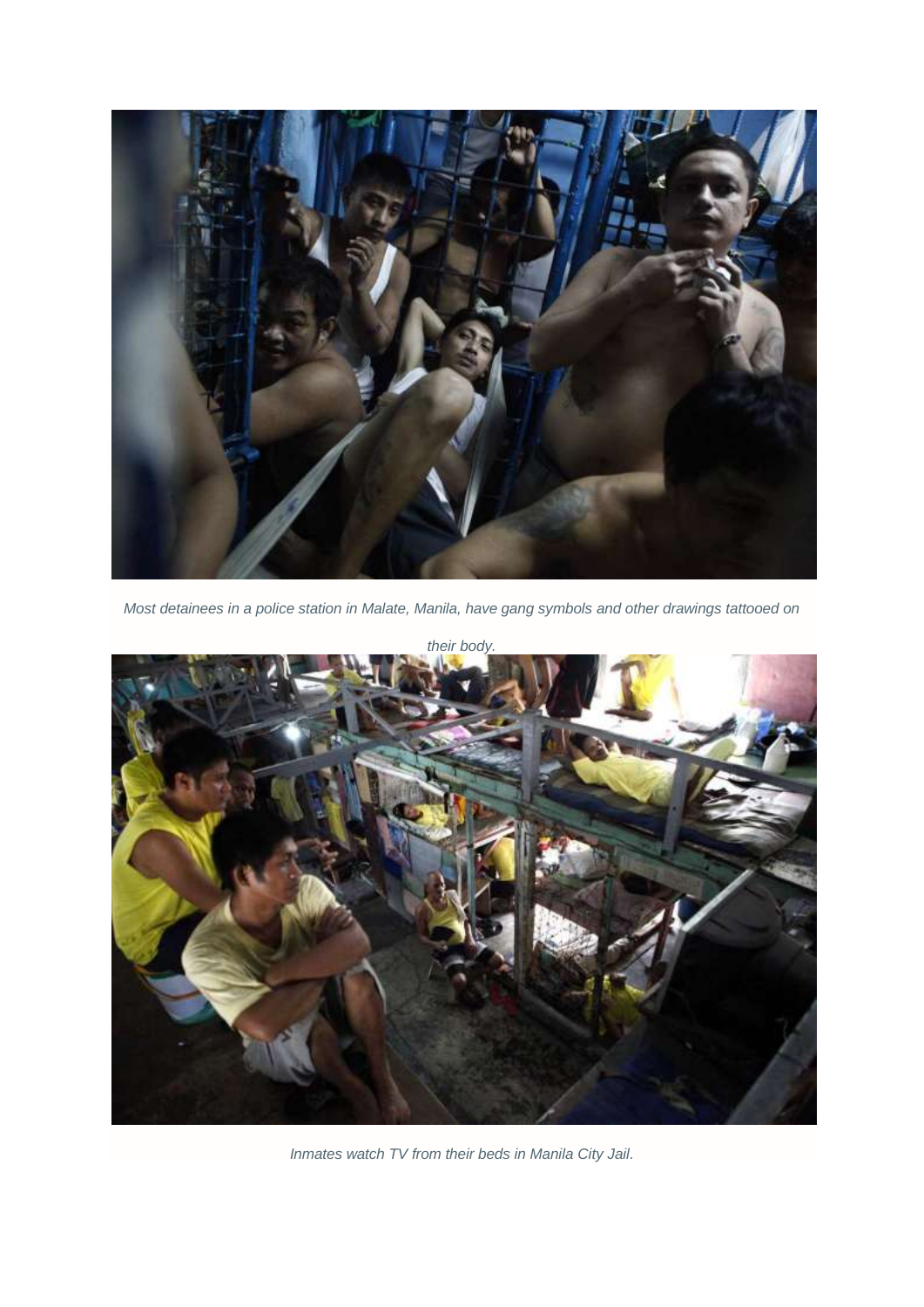*Most detainees in a police station in Malate, Manila, have gang symbols and other drawings tattooed on their body.*

*Inmates watch TV from their beds in Manila City Jail.*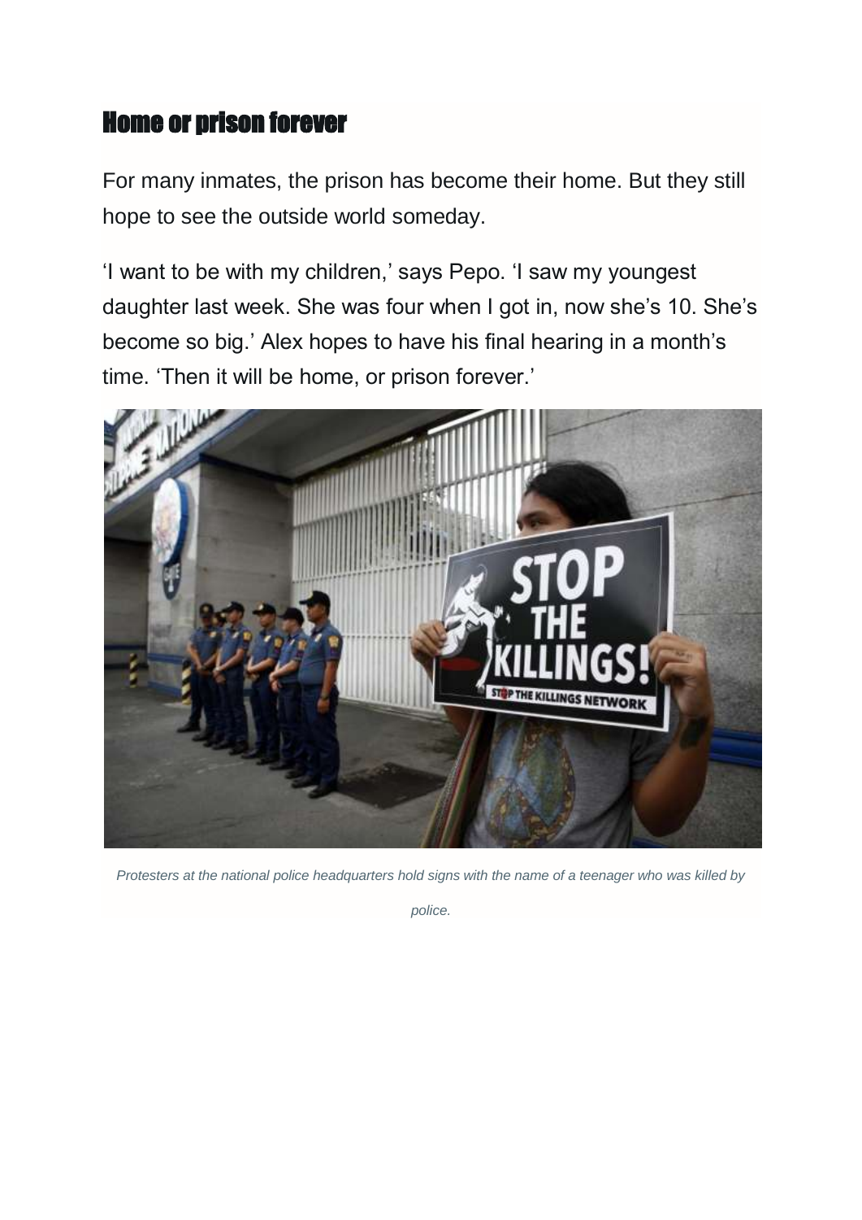## Home or prison forever

For many inmates, the prison has become their home. But they still hope to see the outside world someday.

'I want to be with my children,' says Pepo. 'I saw my youngest daughter last week. She was four when I got in, now she's 10. She's become so big.' Alex hopes to have his final hearing in a month's time. 'Then it will be home, or prison forever.'

*Protesters at the national police headquarters hold signs with the name of a teenager who was killed by police.*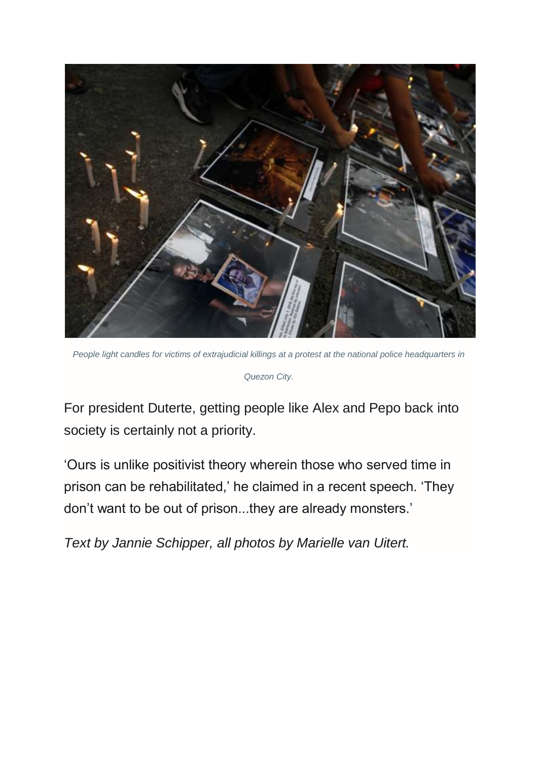*People light candles for victims of extrajudicial killings at a protest at the national police headquarters in Quezon City.*

For president Duterte, getting people like Alex and Pepo back into society is certainly not a priority.

'Ours is unlike positivist theory wherein those who served time in prison can be rehabilitated,' he claimed in a recent speech. 'They don't want to be out of prison...they are already monsters.'

*Text by Jannie Schipper, all photos by Marielle van Uitert.*